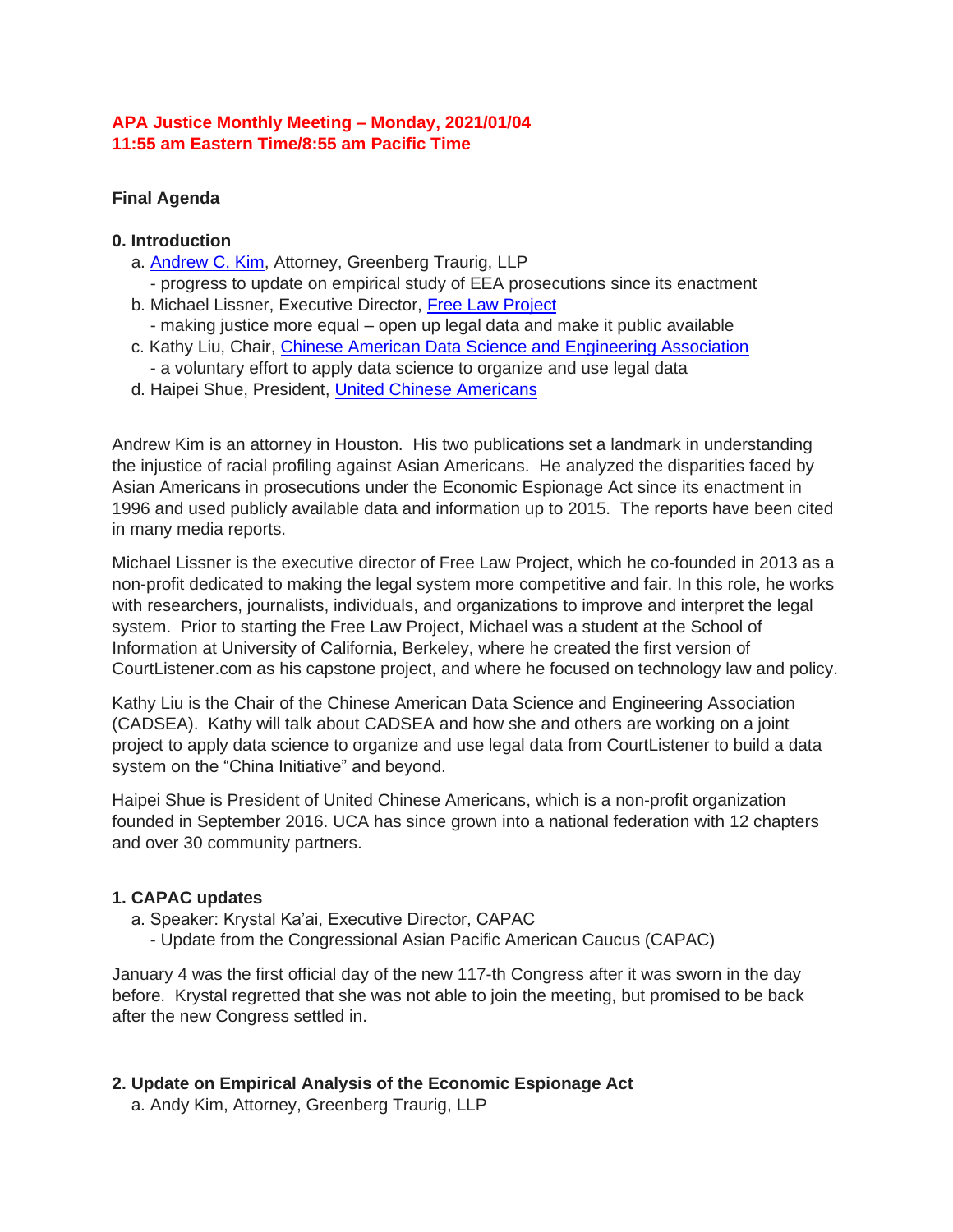**APA Justice Monthly Meeting – Monday, 2021/01/04**
**11:55 am Eastern Time/8:55 am Pacific Time**

**Final Agenda**

**0. Introduction**

a. [Andrew C. Kim](), Attorney, Greenberg Traurig, LLP
   - progress to update on empirical study of EEA prosecutions since its enactment

b. Michael Lissner, Executive Director, [Free Law Project]()
   - making justice more equal – open up legal data and make it public available

c. Kathy Liu, Chair, [Chinese American Data Science and Engineering Association]()
   - a voluntary effort to apply data science to organize and use legal data

d. Haipei Shue, President, [United Chinese Americans]()

Andrew Kim is an attorney in Houston. His two publications set a landmark in understanding the injustice of racial profiling against Asian Americans. He analyzed the disparities faced by Asian Americans in prosecutions under the Economic Espionage Act since its enactment in 1996 and used publicly available data and information up to 2015. The reports have been cited in many media reports.

Michael Lissner is the executive director of Free Law Project, which he co-founded in 2013 as a non-profit dedicated to making the legal system more competitive and fair. In this role, he works with researchers, journalists, individuals, and organizations to improve and interpret the legal system. Prior to starting the Free Law Project, Michael was a student at the School of Information at University of California, Berkeley, where he created the first version of CourtListener.com as his capstone project, and where he focused on technology law and policy.

Kathy Liu is the Chair of the Chinese American Data Science and Engineering Association (CADSEA). Kathy will talk about CADSEA and how she and others are working on a joint project to apply data science to organize and use legal data from CourtListener to build a data system on the "China Initiative" and beyond.

Haipei Shue is President of United Chinese Americans, which is a non-profit organization founded in September 2016. UCA has since grown into a national federation with 12 chapters and over 30 community partners.

**1. CAPAC updates**

a. Speaker: Krystal Ka'ai, Executive Director, CAPAC
   - Update from the Congressional Asian Pacific American Caucus (CAPAC)

January 4 was the first official day of the new 117-th Congress after it was sworn in the day before. Krystal regretted that she was not able to join the meeting, but promised to be back after the new Congress settled in.

**2. Update on Empirical Analysis of the Economic Espionage Act**

a. Andy Kim, Attorney, Greenberg Traurig, LLP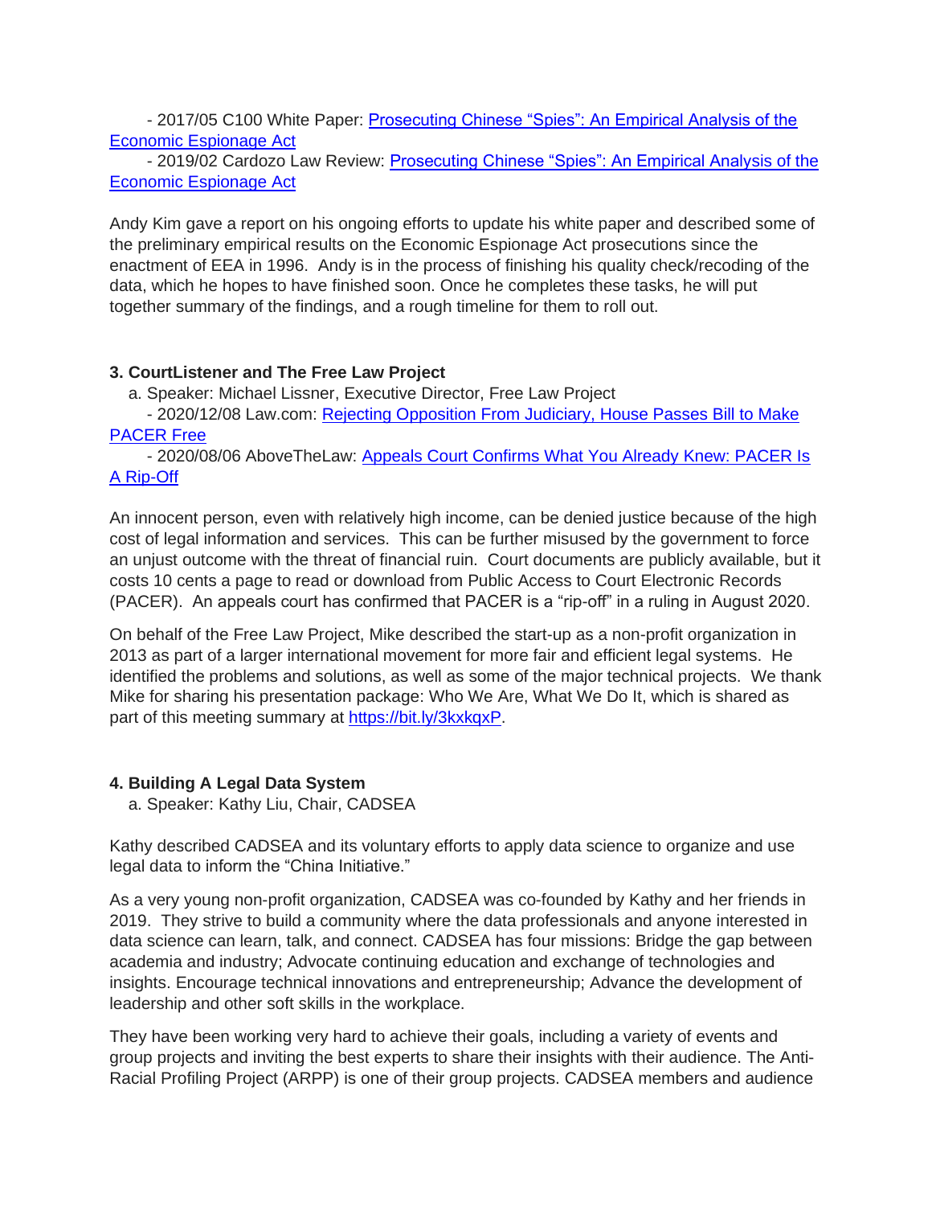- 2017/05 C100 White Paper: [Prosecuting Chinese "Spies": An Empirical Analysis of the Economic Espionage Act]()
- 2019/02 Cardozo Law Review: [Prosecuting Chinese "Spies": An Empirical Analysis of the Economic Espionage Act]()

Andy Kim gave a report on his ongoing efforts to update his white paper and described some of the preliminary empirical results on the Economic Espionage Act prosecutions since the enactment of EEA in 1996. Andy is in the process of finishing his quality check/recoding of the data, which he hopes to have finished soon. Once he completes these tasks, he will put together summary of the findings, and a rough timeline for them to roll out.

### 3. CourtListener and The Free Law Project

a. Speaker: Michael Lissner, Executive Director, Free Law Project

- 2020/12/08 Law.com: [Rejecting Opposition From Judiciary, House Passes Bill to Make PACER Free]()
- 2020/08/06 AboveTheLaw: [Appeals Court Confirms What You Already Knew: PACER Is A Rip-Off]()

An innocent person, even with relatively high income, can be denied justice because of the high cost of legal information and services. This can be further misused by the government to force an unjust outcome with the threat of financial ruin. Court documents are publicly available, but it costs 10 cents a page to read or download from Public Access to Court Electronic Records (PACER). An appeals court has confirmed that PACER is a "rip-off" in a ruling in August 2020.

On behalf of the Free Law Project, Mike described the start-up as a non-profit organization in 2013 as part of a larger international movement for more fair and efficient legal systems. He identified the problems and solutions, as well as some of the major technical projects. We thank Mike for sharing his presentation package: Who We Are, What We Do It, which is shared as part of this meeting summary at [https://bit.ly/3kxkqxP](https://bit.ly/3kxkqxP).

### 4. Building A Legal Data System

a. Speaker: Kathy Liu, Chair, CADSEA

Kathy described CADSEA and its voluntary efforts to apply data science to organize and use legal data to inform the "China Initiative."

As a very young non-profit organization, CADSEA was co-founded by Kathy and her friends in 2019. They strive to build a community where the data professionals and anyone interested in data science can learn, talk, and connect. CADSEA has four missions: Bridge the gap between academia and industry; Advocate continuing education and exchange of technologies and insights. Encourage technical innovations and entrepreneurship; Advance the development of leadership and other soft skills in the workplace.

They have been working very hard to achieve their goals, including a variety of events and group projects and inviting the best experts to share their insights with their audience. The Anti-Racial Profiling Project (ARPP) is one of their group projects. CADSEA members and audience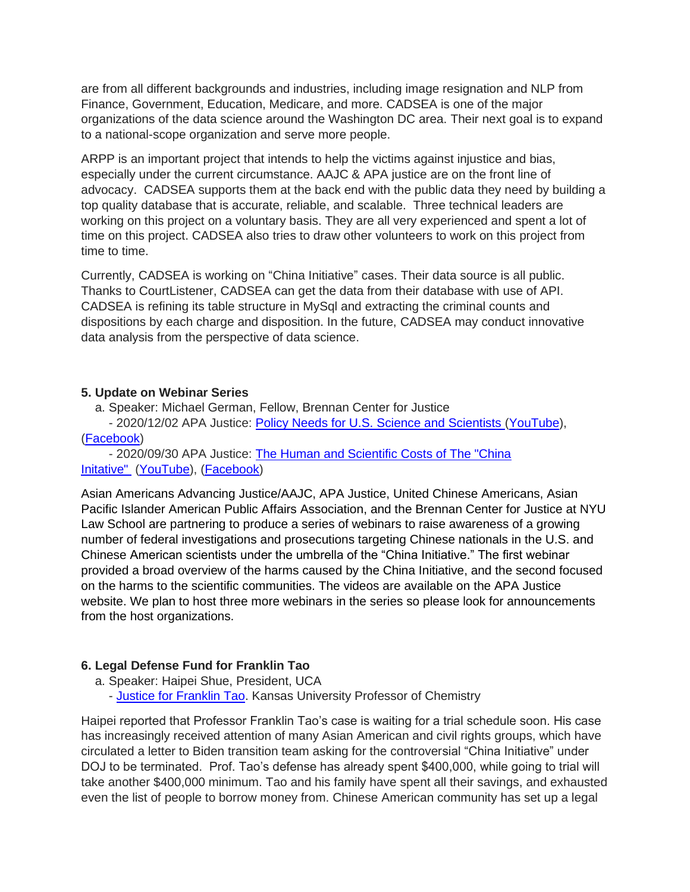are from all different backgrounds and industries, including image resignation and NLP from Finance, Government, Education, Medicare, and more. CADSEA is one of the major organizations of the data science around the Washington DC area. Their next goal is to expand to a national-scope organization and serve more people.

ARPP is an important project that intends to help the victims against injustice and bias, especially under the current circumstance. AAJC & APA justice are on the front line of advocacy. CADSEA supports them at the back end with the public data they need by building a top quality database that is accurate, reliable, and scalable. Three technical leaders are working on this project on a voluntary basis. They are all very experienced and spent a lot of time on this project. CADSEA also tries to draw other volunteers to work on this project from time to time.

Currently, CADSEA is working on "China Initiative" cases. Their data source is all public. Thanks to CourtListener, CADSEA can get the data from their database with use of API. CADSEA is refining its table structure in MySql and extracting the criminal counts and dispositions by each charge and disposition. In the future, CADSEA may conduct innovative data analysis from the perspective of data science.

**5. Update on Webinar Series**

a. Speaker: Michael German, Fellow, Brennan Center for Justice
   - 2020/12/02 APA Justice: Policy Needs for U.S. Science and Scientists (YouTube), (Facebook)
   - 2020/09/30 APA Justice: The Human and Scientific Costs of The "China Initative" (YouTube), (Facebook)

Asian Americans Advancing Justice/AAJC, APA Justice, United Chinese Americans, Asian Pacific Islander American Public Affairs Association, and the Brennan Center for Justice at NYU Law School are partnering to produce a series of webinars to raise awareness of a growing number of federal investigations and prosecutions targeting Chinese nationals in the U.S. and Chinese American scientists under the umbrella of the "China Initiative." The first webinar provided a broad overview of the harms caused by the China Initiative, and the second focused on the harms to the scientific communities. The videos are available on the APA Justice website. We plan to host three more webinars in the series so please look for announcements from the host organizations.

**6. Legal Defense Fund for Franklin Tao**

a. Speaker: Haipei Shue, President, UCA
   - Justice for Franklin Tao. Kansas University Professor of Chemistry

Haipei reported that Professor Franklin Tao's case is waiting for a trial schedule soon. His case has increasingly received attention of many Asian American and civil rights groups, which have circulated a letter to Biden transition team asking for the controversial "China Initiative" under DOJ to be terminated. Prof. Tao's defense has already spent $400,000, while going to trial will take another $400,000 minimum. Tao and his family have spent all their savings, and exhausted even the list of people to borrow money from. Chinese American community has set up a legal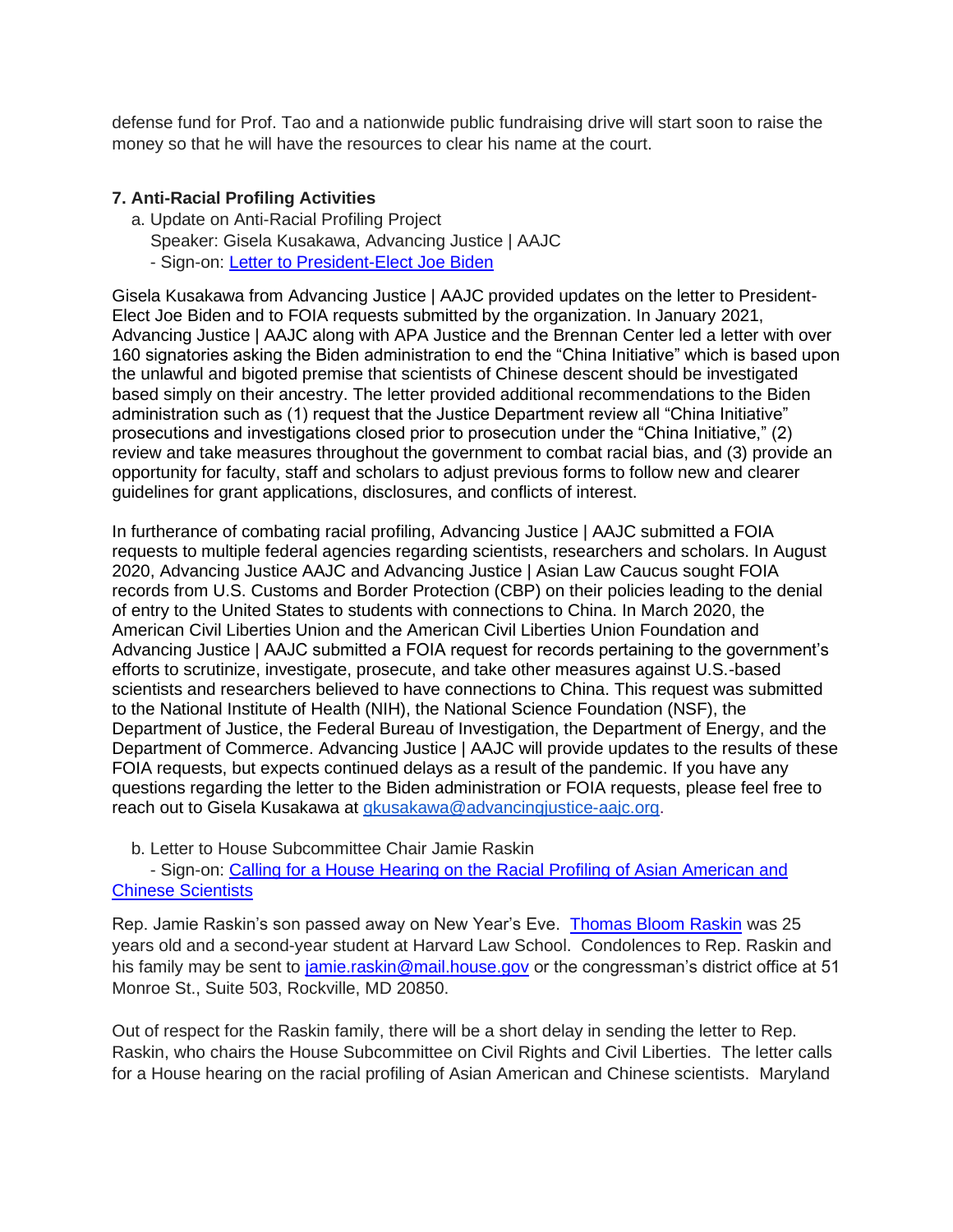defense fund for Prof. Tao and a nationwide public fundraising drive will start soon to raise the money so that he will have the resources to clear his name at the court.

**7. Anti-Racial Profiling Activities**

a. Update on Anti-Racial Profiling Project
   Speaker: Gisela Kusakawa, Advancing Justice | AAJC
   - Sign-on: Letter to President-Elect Joe Biden

Gisela Kusakawa from Advancing Justice | AAJC provided updates on the letter to President-Elect Joe Biden and to FOIA requests submitted by the organization. In January 2021, Advancing Justice | AAJC along with APA Justice and the Brennan Center led a letter with over 160 signatories asking the Biden administration to end the "China Initiative" which is based upon the unlawful and bigoted premise that scientists of Chinese descent should be investigated based simply on their ancestry. The letter provided additional recommendations to the Biden administration such as (1) request that the Justice Department review all "China Initiative" prosecutions and investigations closed prior to prosecution under the "China Initiative," (2) review and take measures throughout the government to combat racial bias, and (3) provide an opportunity for faculty, staff and scholars to adjust previous forms to follow new and clearer guidelines for grant applications, disclosures, and conflicts of interest.

In furtherance of combating racial profiling, Advancing Justice | AAJC submitted a FOIA requests to multiple federal agencies regarding scientists, researchers and scholars. In August 2020, Advancing Justice AAJC and Advancing Justice | Asian Law Caucus sought FOIA records from U.S. Customs and Border Protection (CBP) on their policies leading to the denial of entry to the United States to students with connections to China. In March 2020, the American Civil Liberties Union and the American Civil Liberties Union Foundation and Advancing Justice | AAJC submitted a FOIA request for records pertaining to the government's efforts to scrutinize, investigate, prosecute, and take other measures against U.S.-based scientists and researchers believed to have connections to China. This request was submitted to the National Institute of Health (NIH), the National Science Foundation (NSF), the Department of Justice, the Federal Bureau of Investigation, the Department of Energy, and the Department of Commerce. Advancing Justice | AAJC will provide updates to the results of these FOIA requests, but expects continued delays as a result of the pandemic. If you have any questions regarding the letter to the Biden administration or FOIA requests, please feel free to reach out to Gisela Kusakawa at gkusakawa@advancingjustice-aajc.org.

b. Letter to House Subcommittee Chair Jamie Raskin
   - Sign-on: Calling for a House Hearing on the Racial Profiling of Asian American and Chinese Scientists

Rep. Jamie Raskin's son passed away on New Year's Eve. Thomas Bloom Raskin was 25 years old and a second-year student at Harvard Law School. Condolences to Rep. Raskin and his family may be sent to jamie.raskin@mail.house.gov or the congressman's district office at 51 Monroe St., Suite 503, Rockville, MD 20850.

Out of respect for the Raskin family, there will be a short delay in sending the letter to Rep. Raskin, who chairs the House Subcommittee on Civil Rights and Civil Liberties. The letter calls for a House hearing on the racial profiling of Asian American and Chinese scientists. Maryland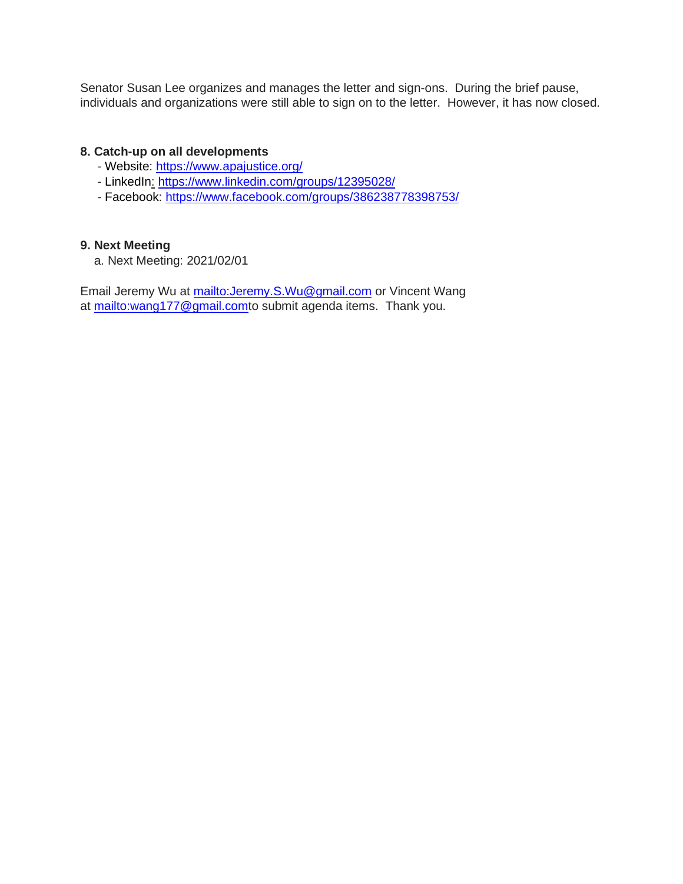Senator Susan Lee organizes and manages the letter and sign-ons. During the brief pause, individuals and organizations were still able to sign on to the letter. However, it has now closed.

**8. Catch-up on all developments**

- Website: https://www.apajustice.org/
- LinkedIn: https://www.linkedin.com/groups/12395028/
- Facebook: https://www.facebook.com/groups/386238778398753/

**9. Next Meeting**

a. Next Meeting: 2021/02/01

Email Jeremy Wu at mailto:Jeremy.S.Wu@gmail.com or Vincent Wang at mailto:wang177@gmail.comto submit agenda items. Thank you.